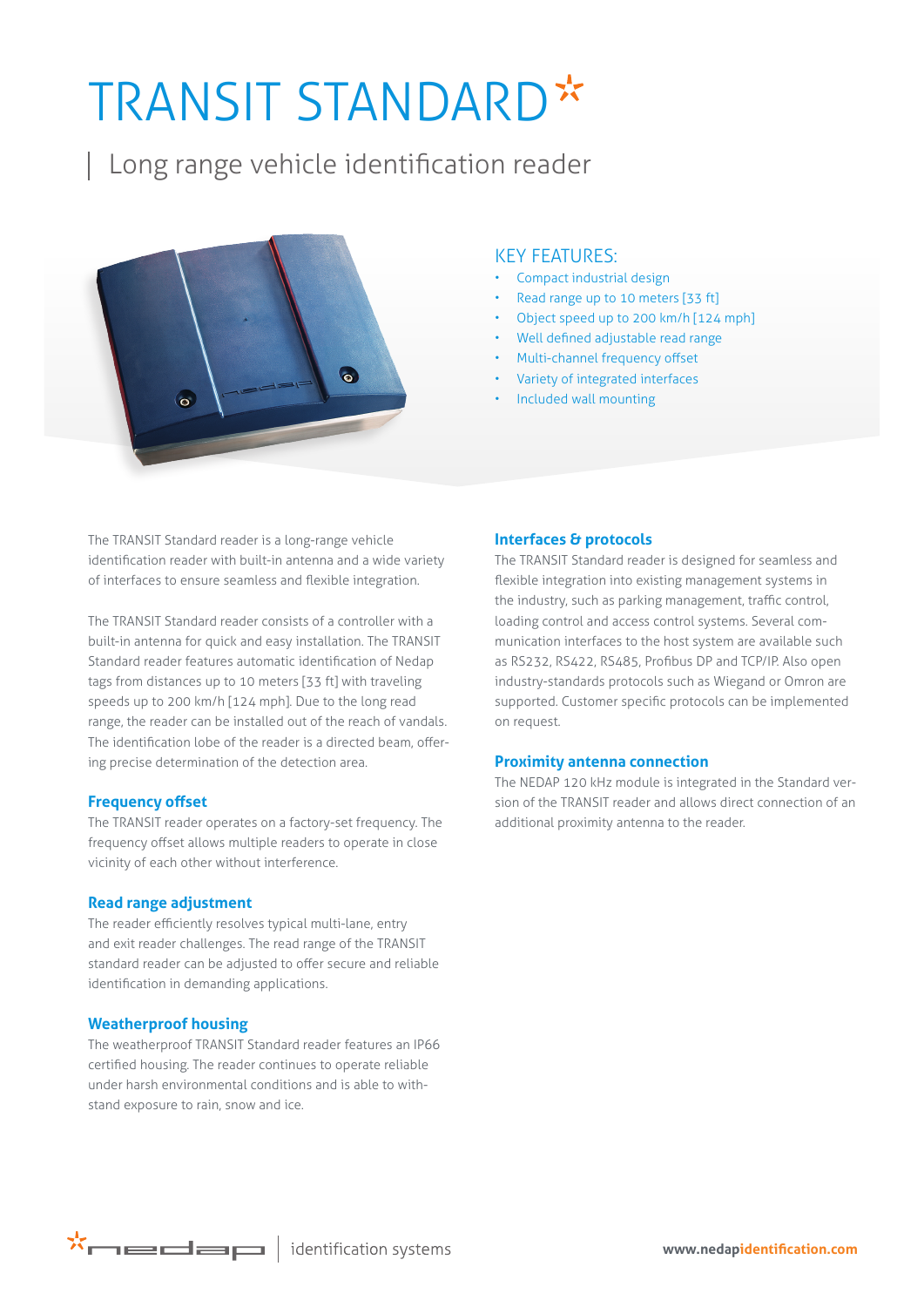# TRANSIT STANDARD

## Long range vehicle identification reader

### KEY FEATURES:

- Compact industrial design
- Read range up to 10 meters [33 ft]
- Object speed up to 200 km/h [124 mph]
- Well defined adjustable read range
- Multi-channel frequency offset
- Variety of integrated interfaces
- Included wall mounting

The TRANSIT Standard reader is a long-range vehicle identification reader with built-in antenna and a wide variety of interfaces to ensure seamless and flexible integration.

The TRANSIT Standard reader consists of a controller with a built-in antenna for quick and easy installation. The TRANSIT Standard reader features automatic identification of Nedap tags from distances up to 10 meters [33 ft] with traveling speeds up to 200 km/h [124 mph]. Due to the long read range, the reader can be installed out of the reach of vandals. The identification lobe of the reader is a directed beam, offering precise determination of the detection area.

### Frequency offset

The TRANSIT reader operates on a factory-set frequency. The frequency offset allows multiple readers to operate in close vicinity of each other without interference.

### Read range adjustment

The reader efficiently resolves typical multi-lane, entry and exit reader challenges. The read range of the TRANSIT standard reader can be adjusted to offer secure and reliable identification in demanding applications.

### Weatherproof housing

The weatherproof TRANSIT Standard reader features an IP66 certified housing. The reader continues to operate reliable under harsh environmental conditions and is able to withstand exposure to rain, snow and ice.

### Interfaces & protocols

The TRANSIT Standard reader is designed for seamless and flexible integration into existing management systems in the industry, such as parking management, traffic control, loading control and access control systems. Several communication interfaces to the host system are available such as RS232, RS422, RS485, Profibus DP and TCP/IP. Also open industry-standards protocols such as Wiegand or Omron are supported. Customer specific protocols can be implemented on request.

### Proximity antenna connection

The NEDAP 120 kHz module is integrated in the Standard version of the TRANSIT reader and allows direct connection of an additional proximity antenna to the reader.

nedap | identification systems

www.nedapidentification.com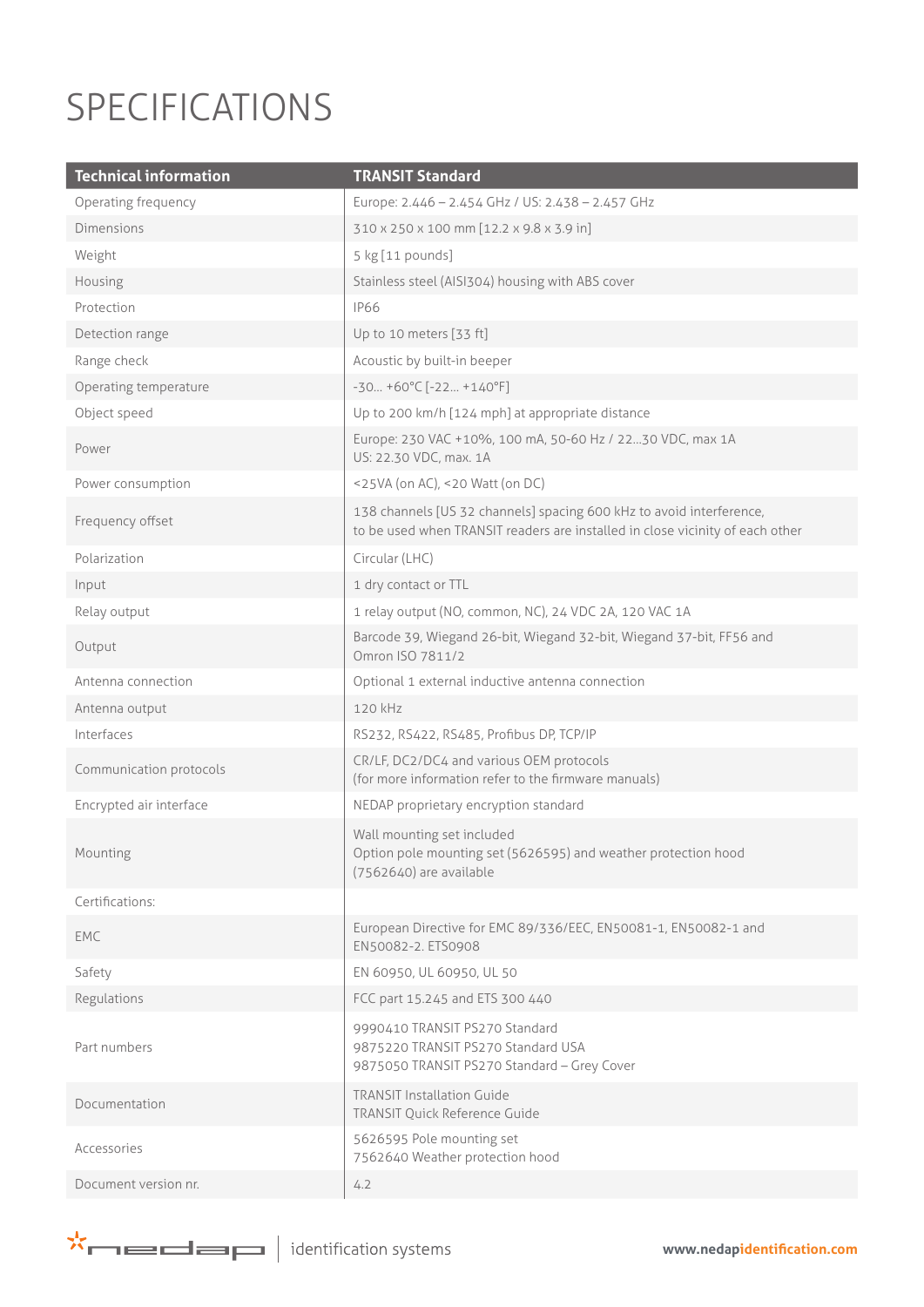# SPECIFICATIONS

| Technical information | TRANSIT Standard |
|---|---|
| Operating frequency | Europe: 2.446 – 2.454 GHz / US: 2.438 – 2.457 GHz |
| Dimensions | 310 x 250 x 100 mm [12.2 x 9.8 x 3.9 in] |
| Weight | 5 kg [11 pounds] |
| Housing | Stainless steel (AISI304) housing with ABS cover |
| Protection | IP66 |
| Detection range | Up to 10 meters [33 ft] |
| Range check | Acoustic by built-in beeper |
| Operating temperature | -30... +60°C [-22... +140°F] |
| Object speed | Up to 200 km/h [124 mph] at appropriate distance |
| Power | Europe: 230 VAC +10%, 100 mA, 50-60 Hz / 22...30 VDC, max 1A<br>US: 22.30 VDC, max. 1A |
| Power consumption | <25VA (on AC), <20 Watt (on DC) |
| Frequency offset | 138 channels [US 32 channels] spacing 600 kHz to avoid interference,<br>to be used when TRANSIT readers are installed in close vicinity of each other |
| Polarization | Circular (LHC) |
| Input | 1 dry contact or TTL |
| Relay output | 1 relay output (NO, common, NC), 24 VDC 2A, 120 VAC 1A |
| Output | Barcode 39, Wiegand 26-bit, Wiegand 32-bit, Wiegand 37-bit, FF56 and Omron ISO 7811/2 |
| Antenna connection | Optional 1 external inductive antenna connection |
| Antenna output | 120 kHz |
| Interfaces | RS232, RS422, RS485, Profibus DP, TCP/IP |
| Communication protocols | CR/LF, DC2/DC4 and various OEM protocols<br>(for more information refer to the firmware manuals) |
| Encrypted air interface | NEDAP proprietary encryption standard |
| Mounting | Wall mounting set included<br>Option pole mounting set (5626595) and weather protection hood (7562640) are available |
| Certifications: | |
| EMC | European Directive for EMC 89/336/EEC, EN50081-1, EN50082-1 and EN50082-2. ETS0908 |
| Safety | EN 60950, UL 60950, UL 50 |
| Regulations | FCC part 15.245 and ETS 300 440 |
| Part numbers | 9990410 TRANSIT PS270 Standard<br>9875220 TRANSIT PS270 Standard USA<br>9875050 TRANSIT PS270 Standard – Grey Cover |
| Documentation | TRANSIT Installation Guide<br>TRANSIT Quick Reference Guide |
| Accessories | 5626595 Pole mounting set<br>7562640 Weather protection hood |
| Document version nr. | 4.2 |

nedap | identification systems

www.nedapidentification.com